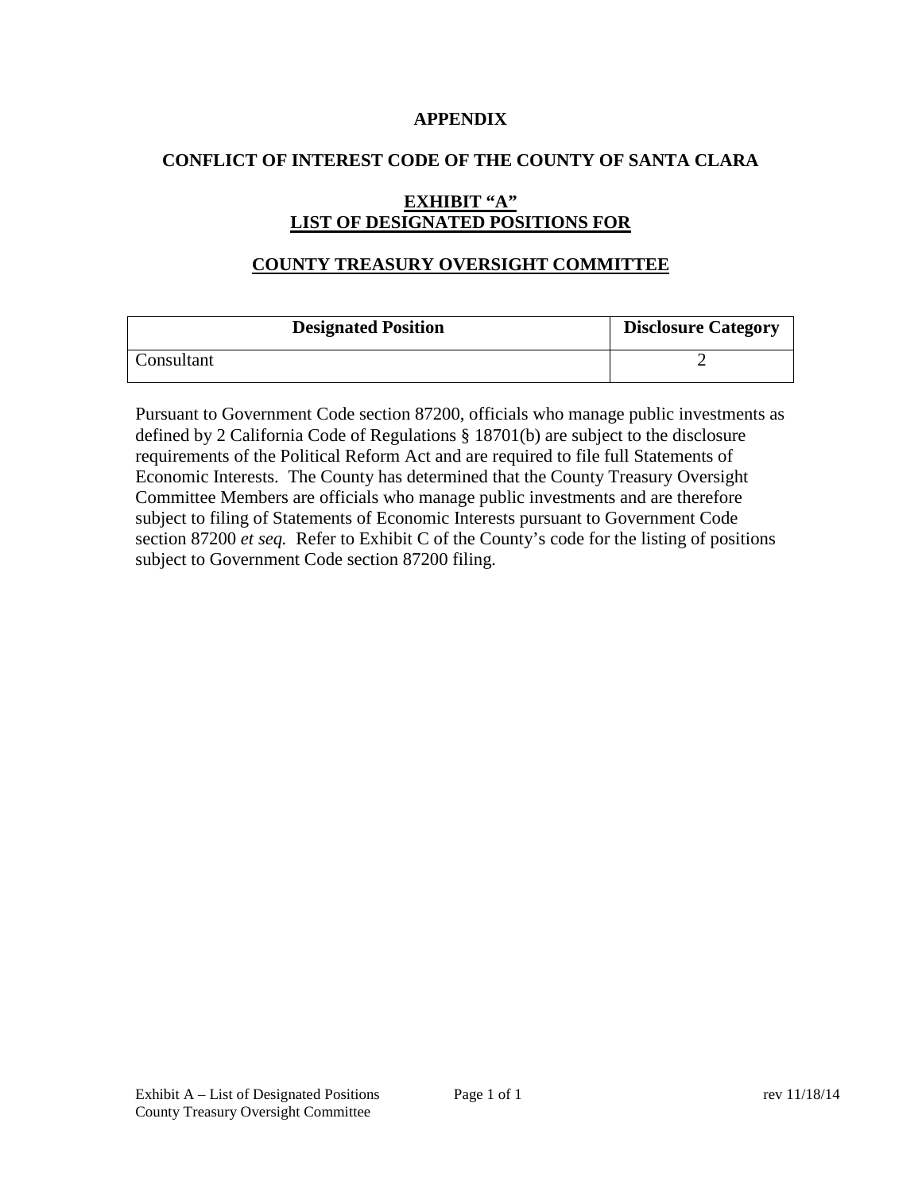# APPENDIX

## CONFLICT OF INTEREST CODE OF THE COUNTY OF SANTA CLARA

## EXHIBIT "A"
## LIST OF DESIGNATED POSITIONS FOR

## COUNTY TREASURY OVERSIGHT COMMITTEE

| Designated Position | Disclosure Category |
|---|---|
| Consultant | 2 |

Pursuant to Government Code section 87200, officials who manage public investments as defined by 2 California Code of Regulations § 18701(b) are subject to the disclosure requirements of the Political Reform Act and are required to file full Statements of Economic Interests. The County has determined that the County Treasury Oversight Committee Members are officials who manage public investments and are therefore subject to filing of Statements of Economic Interests pursuant to Government Code section 87200 *et seq.* Refer to Exhibit C of the County's code for the listing of positions subject to Government Code section 87200 filing.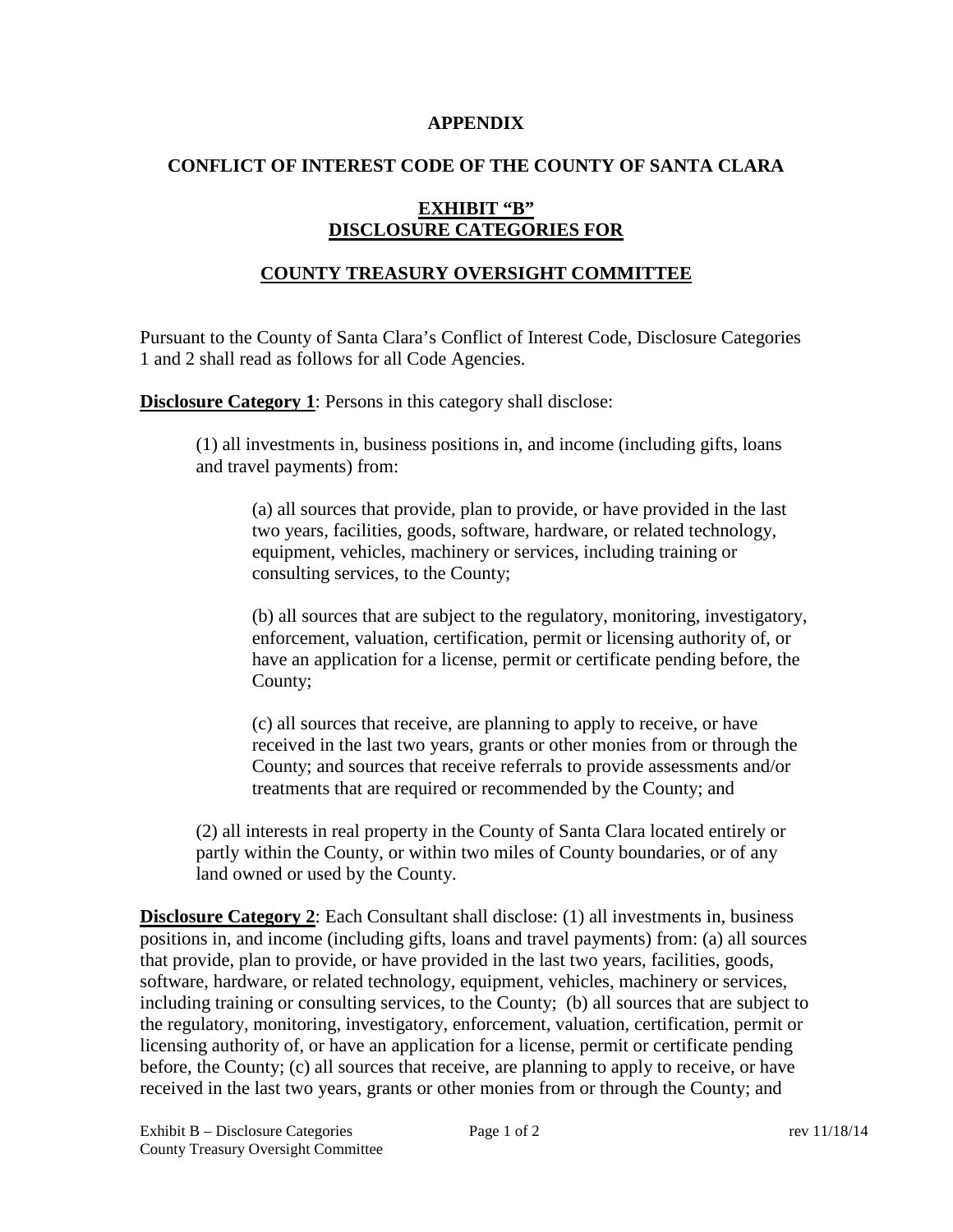**APPENDIX**

**CONFLICT OF INTEREST CODE OF THE COUNTY OF SANTA CLARA**

**EXHIBIT "B"**
**DISCLOSURE CATEGORIES FOR**

**COUNTY TREASURY OVERSIGHT COMMITTEE**

Pursuant to the County of Santa Clara's Conflict of Interest Code, Disclosure Categories 1 and 2 shall read as follows for all Code Agencies.

**Disclosure Category 1**: Persons in this category shall disclose:

(1) all investments in, business positions in, and income (including gifts, loans and travel payments) from:

(a) all sources that provide, plan to provide, or have provided in the last two years, facilities, goods, software, hardware, or related technology, equipment, vehicles, machinery or services, including training or consulting services, to the County;

(b) all sources that are subject to the regulatory, monitoring, investigatory, enforcement, valuation, certification, permit or licensing authority of, or have an application for a license, permit or certificate pending before, the County;

(c) all sources that receive, are planning to apply to receive, or have received in the last two years, grants or other monies from or through the County; and sources that receive referrals to provide assessments and/or treatments that are required or recommended by the County; and

(2) all interests in real property in the County of Santa Clara located entirely or partly within the County, or within two miles of County boundaries, or of any land owned or used by the County.

**Disclosure Category 2**: Each Consultant shall disclose: (1) all investments in, business positions in, and income (including gifts, loans and travel payments) from: (a) all sources that provide, plan to provide, or have provided in the last two years, facilities, goods, software, hardware, or related technology, equipment, vehicles, machinery or services, including training or consulting services, to the County; (b) all sources that are subject to the regulatory, monitoring, investigatory, enforcement, valuation, certification, permit or licensing authority of, or have an application for a license, permit or certificate pending before, the County; (c) all sources that receive, are planning to apply to receive, or have received in the last two years, grants or other monies from or through the County; and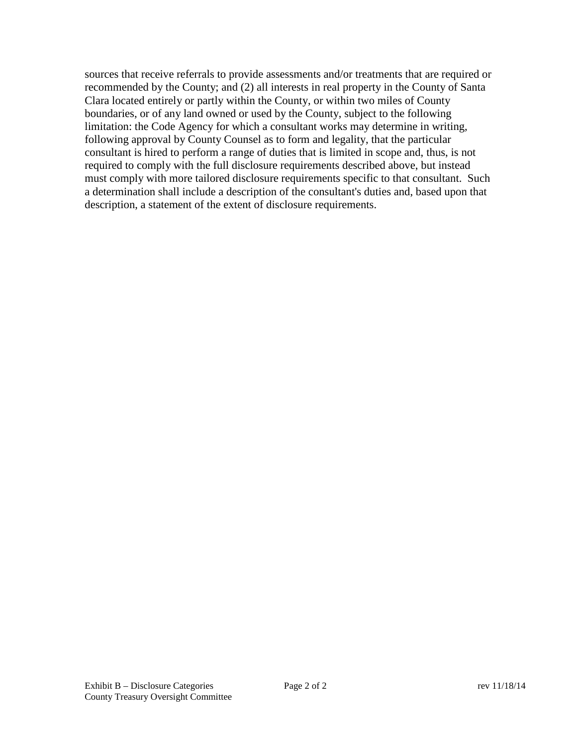sources that receive referrals to provide assessments and/or treatments that are required or recommended by the County; and (2) all interests in real property in the County of Santa Clara located entirely or partly within the County, or within two miles of County boundaries, or of any land owned or used by the County, subject to the following limitation: the Code Agency for which a consultant works may determine in writing, following approval by County Counsel as to form and legality, that the particular consultant is hired to perform a range of duties that is limited in scope and, thus, is not required to comply with the full disclosure requirements described above, but instead must comply with more tailored disclosure requirements specific to that consultant. Such a determination shall include a description of the consultant's duties and, based upon that description, a statement of the extent of disclosure requirements.